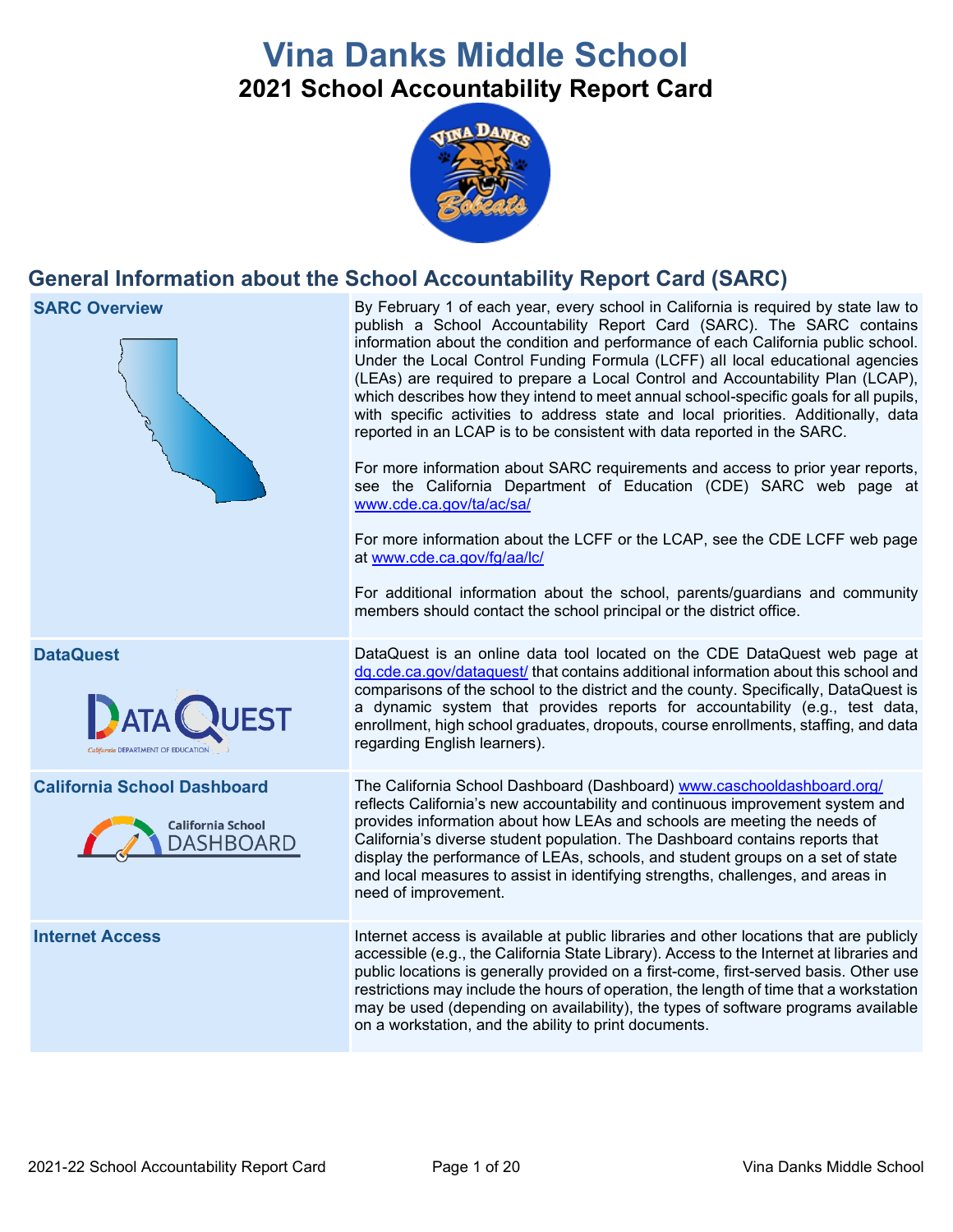# Vina Danks Middle School

## 2021 School Accountability Report Card

## General Information about the School Accountability Report Card (SARC)

| | |
|---|---|
| **SARC Overview** | By February 1 of each year, every school in California is required by state law to publish a School Accountability Report Card (SARC). The SARC contains information about the condition and performance of each California public school. Under the Local Control Funding Formula (LCFF) all local educational agencies (LEAs) are required to prepare a Local Control and Accountability Plan (LCAP), which describes how they intend to meet annual school-specific goals for all pupils, with specific activities to address state and local priorities. Additionally, data reported in an LCAP is to be consistent with data reported in the SARC.<br><br>For more information about SARC requirements and access to prior year reports, see the California Department of Education (CDE) SARC web page at www.cde.ca.gov/ta/ac/sa/<br><br>For more information about the LCFF or the LCAP, see the CDE LCFF web page at www.cde.ca.gov/fg/aa/lc/<br><br>For additional information about the school, parents/guardians and community members should contact the school principal or the district office. |
| **DataQuest** | DataQuest is an online data tool located on the CDE DataQuest web page at dq.cde.ca.gov/dataquest/ that contains additional information about this school and comparisons of the school to the district and the county. Specifically, DataQuest is a dynamic system that provides reports for accountability (e.g., test data, enrollment, high school graduates, dropouts, course enrollments, staffing, and data regarding English learners). |
| **California School Dashboard** | The California School Dashboard (Dashboard) www.caschooldashboard.org/ reflects California's new accountability and continuous improvement system and provides information about how LEAs and schools are meeting the needs of California's diverse student population. The Dashboard contains reports that display the performance of LEAs, schools, and student groups on a set of state and local measures to assist in identifying strengths, challenges, and areas in need of improvement. |
| **Internet Access** | Internet access is available at public libraries and other locations that are publicly accessible (e.g., the California State Library). Access to the Internet at libraries and public locations is generally provided on a first-come, first-served basis. Other use restrictions may include the hours of operation, the length of time that a workstation may be used (depending on availability), the types of software programs available on a workstation, and the ability to print documents. |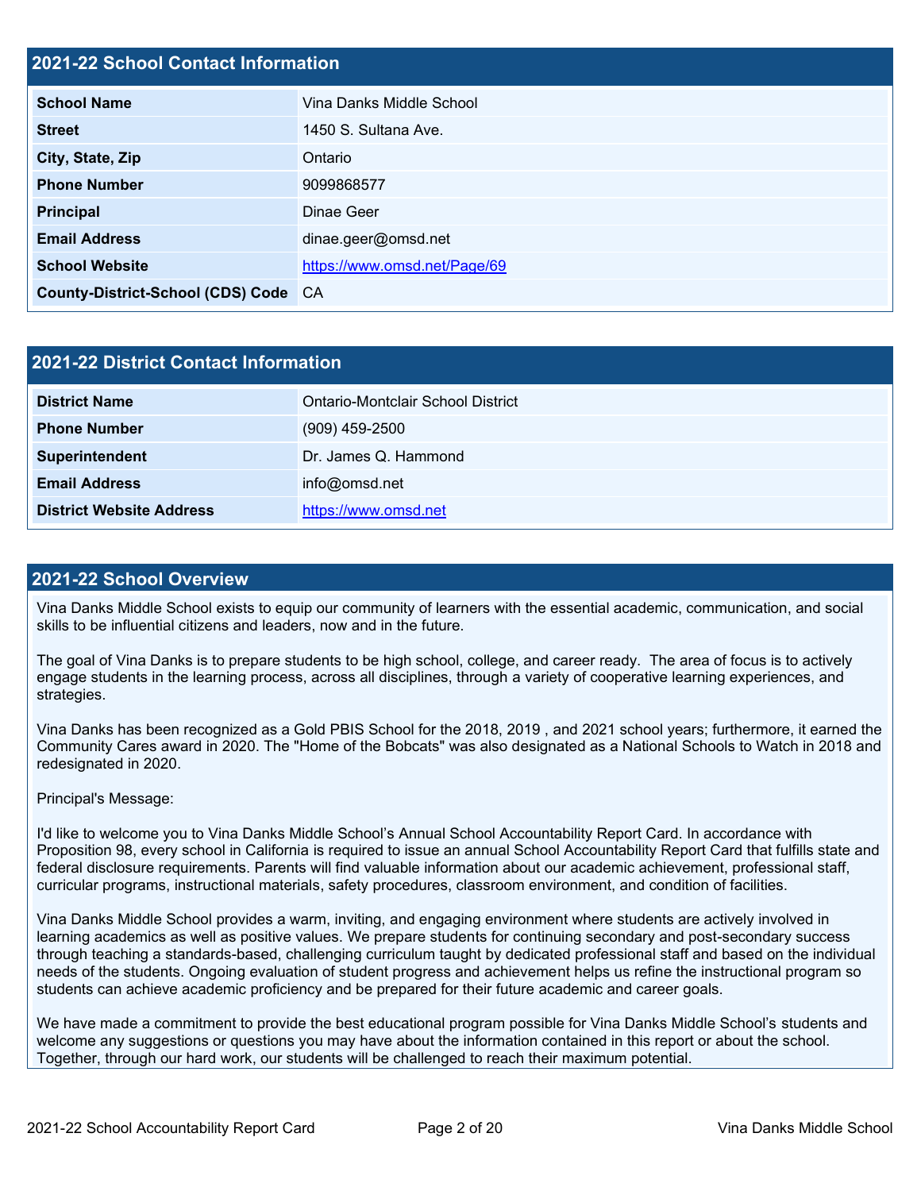## 2021-22 School Contact Information

| | |
|---|---|
| **School Name** | Vina Danks Middle School |
| **Street** | 1450 S. Sultana Ave. |
| **City, State, Zip** | Ontario |
| **Phone Number** | 9099868577 |
| **Principal** | Dinae Geer |
| **Email Address** | dinae.geer@omsd.net |
| **School Website** | https://www.omsd.net/Page/69 |
| **County-District-School (CDS) Code** | CA |

## 2021-22 District Contact Information

| | |
|---|---|
| **District Name** | Ontario-Montclair School District |
| **Phone Number** | (909) 459-2500 |
| **Superintendent** | Dr. James Q. Hammond |
| **Email Address** | info@omsd.net |
| **District Website Address** | https://www.omsd.net |

## 2021-22 School Overview

Vina Danks Middle School exists to equip our community of learners with the essential academic, communication, and social skills to be influential citizens and leaders, now and in the future.

The goal of Vina Danks is to prepare students to be high school, college, and career ready. The area of focus is to actively engage students in the learning process, across all disciplines, through a variety of cooperative learning experiences, and strategies.

Vina Danks has been recognized as a Gold PBIS School for the 2018, 2019 , and 2021 school years; furthermore, it earned the Community Cares award in 2020. The "Home of the Bobcats" was also designated as a National Schools to Watch in 2018 and redesignated in 2020.

Principal's Message:

I'd like to welcome you to Vina Danks Middle School's Annual School Accountability Report Card. In accordance with Proposition 98, every school in California is required to issue an annual School Accountability Report Card that fulfills state and federal disclosure requirements. Parents will find valuable information about our academic achievement, professional staff, curricular programs, instructional materials, safety procedures, classroom environment, and condition of facilities.

Vina Danks Middle School provides a warm, inviting, and engaging environment where students are actively involved in learning academics as well as positive values. We prepare students for continuing secondary and post-secondary success through teaching a standards-based, challenging curriculum taught by dedicated professional staff and based on the individual needs of the students. Ongoing evaluation of student progress and achievement helps us refine the instructional program so students can achieve academic proficiency and be prepared for their future academic and career goals.

We have made a commitment to provide the best educational program possible for Vina Danks Middle School's students and welcome any suggestions or questions you may have about the information contained in this report or about the school. Together, through our hard work, our students will be challenged to reach their maximum potential.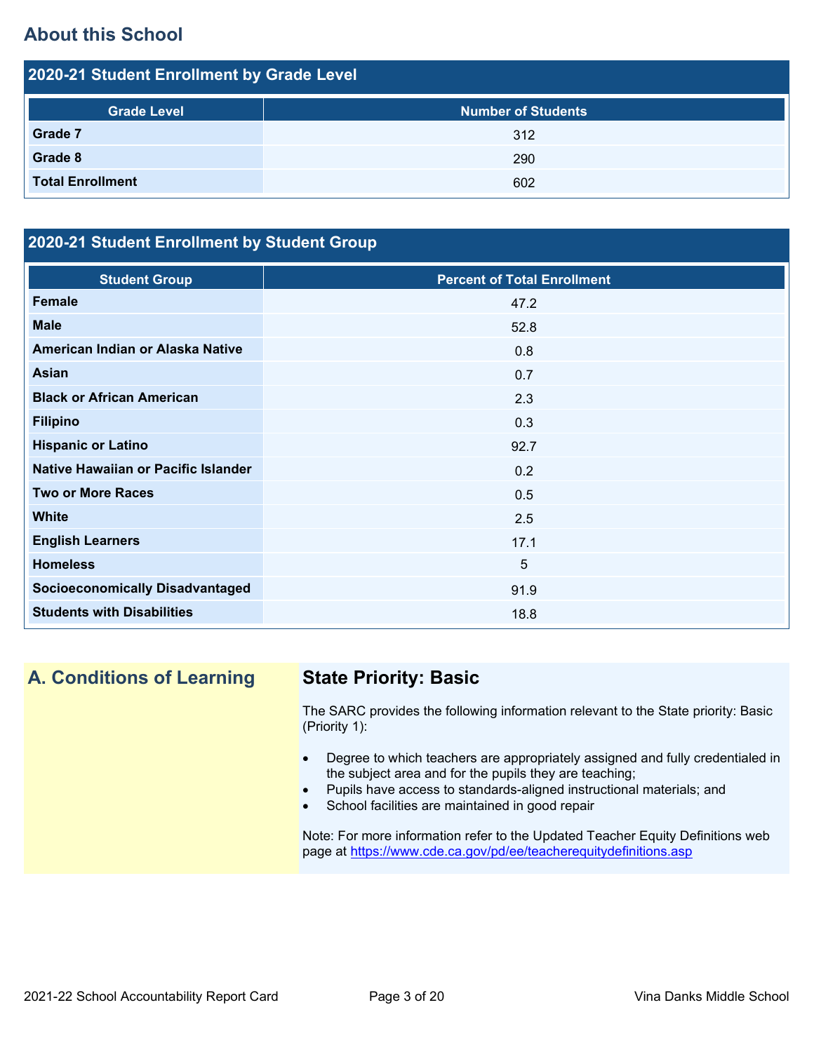## About this School

### 2020-21 Student Enrollment by Grade Level

| Grade Level | Number of Students |
|---|---|
| Grade 7 | 312 |
| Grade 8 | 290 |
| Total Enrollment | 602 |

### 2020-21 Student Enrollment by Student Group

| Student Group | Percent of Total Enrollment |
|---|---|
| Female | 47.2 |
| Male | 52.8 |
| American Indian or Alaska Native | 0.8 |
| Asian | 0.7 |
| Black or African American | 2.3 |
| Filipino | 0.3 |
| Hispanic or Latino | 92.7 |
| Native Hawaiian or Pacific Islander | 0.2 |
| Two or More Races | 0.5 |
| White | 2.5 |
| English Learners | 17.1 |
| Homeless | 5 |
| Socioeconomically Disadvantaged | 91.9 |
| Students with Disabilities | 18.8 |

## A. Conditions of Learning

### State Priority: Basic

The SARC provides the following information relevant to the State priority: Basic (Priority 1):

- Degree to which teachers are appropriately assigned and fully credentialed in the subject area and for the pupils they are teaching;
- Pupils have access to standards-aligned instructional materials; and
- School facilities are maintained in good repair

Note: For more information refer to the Updated Teacher Equity Definitions web page at https://www.cde.ca.gov/pd/ee/teacherequitydefinitions.asp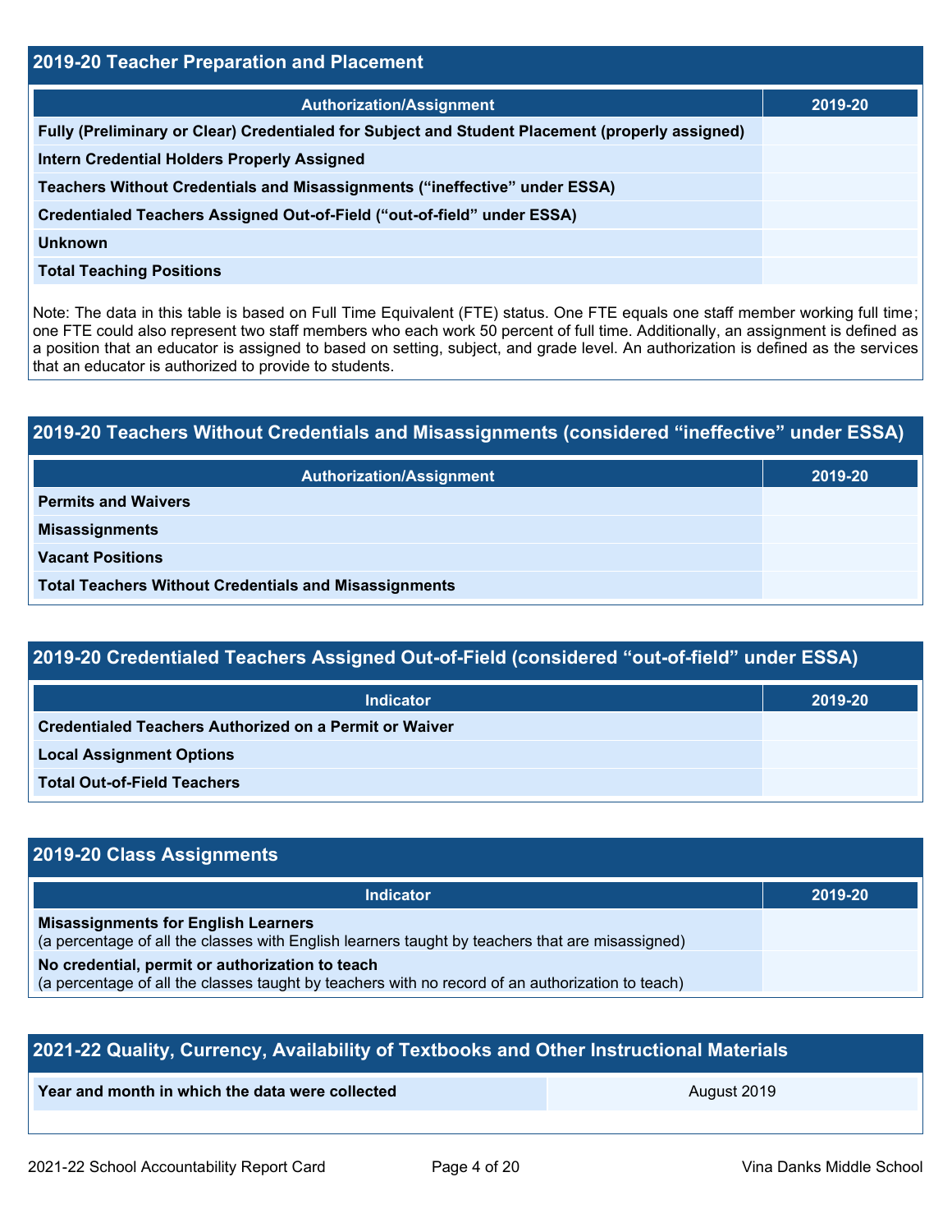## 2019-20 Teacher Preparation and Placement

| Authorization/Assignment | 2019-20 |
| --- | --- |
| Fully (Preliminary or Clear) Credentialed for Subject and Student Placement (properly assigned) | |
| Intern Credential Holders Properly Assigned | |
| Teachers Without Credentials and Misassignments (“ineffective” under ESSA) | |
| Credentialed Teachers Assigned Out-of-Field (“out-of-field” under ESSA) | |
| Unknown | |
| Total Teaching Positions | |

Note: The data in this table is based on Full Time Equivalent (FTE) status. One FTE equals one staff member working full time; one FTE could also represent two staff members who each work 50 percent of full time. Additionally, an assignment is defined as a position that an educator is assigned to based on setting, subject, and grade level. An authorization is defined as the services that an educator is authorized to provide to students.

## 2019-20 Teachers Without Credentials and Misassignments (considered “ineffective” under ESSA)

| Authorization/Assignment | 2019-20 |
| --- | --- |
| Permits and Waivers | |
| Misassignments | |
| Vacant Positions | |
| Total Teachers Without Credentials and Misassignments | |

## 2019-20 Credentialed Teachers Assigned Out-of-Field (considered “out-of-field” under ESSA)

| Indicator | 2019-20 |
| --- | --- |
| Credentialed Teachers Authorized on a Permit or Waiver | |
| Local Assignment Options | |
| Total Out-of-Field Teachers | |

## 2019-20 Class Assignments

| Indicator | 2019-20 |
| --- | --- |
| **Misassignments for English Learners** (a percentage of all the classes with English learners taught by teachers that are misassigned) | |
| **No credential, permit or authorization to teach** (a percentage of all the classes taught by teachers with no record of an authorization to teach) | |

## 2021-22 Quality, Currency, Availability of Textbooks and Other Instructional Materials

| Year and month in which the data were collected | August 2019 |
| --- | --- |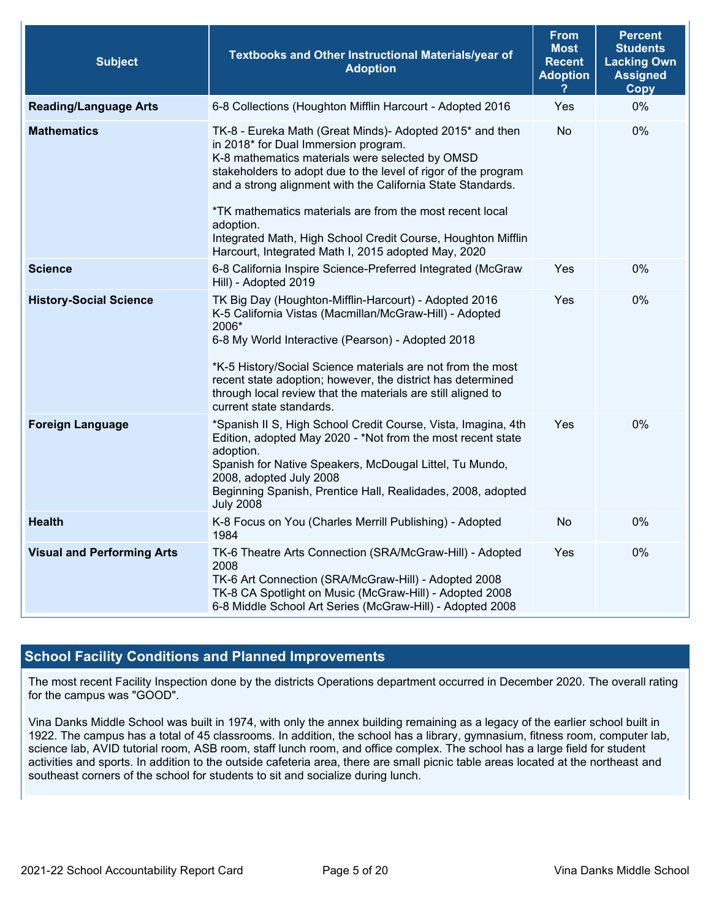| Subject | Textbooks and Other Instructional Materials/year of Adoption | From Most Recent Adoption ? | Percent Students Lacking Own Assigned Copy |
|---|---|---|---|
| **Reading/Language Arts** | 6-8 Collections (Houghton Mifflin Harcourt - Adopted 2016 | Yes | 0% |
| **Mathematics** | TK-8 - Eureka Math (Great Minds)- Adopted 2015* and then in 2018* for Dual Immersion program.<br>K-8 mathematics materials were selected by OMSD stakeholders to adopt due to the level of rigor of the program and a strong alignment with the California State Standards.<br><br>*TK mathematics materials are from the most recent local adoption.<br>Integrated Math, High School Credit Course, Houghton Mifflin Harcourt, Integrated Math I, 2015 adopted May, 2020 | No | 0% |
| **Science** | 6-8 California Inspire Science-Preferred Integrated (McGraw Hill) - Adopted 2019 | Yes | 0% |
| **History-Social Science** | TK Big Day (Houghton-Mifflin-Harcourt) - Adopted 2016<br>K-5 California Vistas (Macmillan/McGraw-Hill) - Adopted 2006*<br>6-8 My World Interactive (Pearson) - Adopted 2018<br><br>*K-5 History/Social Science materials are not from the most recent state adoption; however, the district has determined through local review that the materials are still aligned to current state standards. | Yes | 0% |
| **Foreign Language** | *Spanish II S, High School Credit Course, Vista, Imagina, 4th Edition, adopted May 2020 - *Not from the most recent state adoption.<br>Spanish for Native Speakers, McDougal Littel, Tu Mundo, 2008, adopted July 2008<br>Beginning Spanish, Prentice Hall, Realidades, 2008, adopted July 2008 | Yes | 0% |
| **Health** | K-8 Focus on You (Charles Merrill Publishing) - Adopted 1984 | No | 0% |
| **Visual and Performing Arts** | TK-6 Theatre Arts Connection (SRA/McGraw-Hill) - Adopted 2008<br>TK-6 Art Connection (SRA/McGraw-Hill) - Adopted 2008<br>TK-8 CA Spotlight on Music (McGraw-Hill) - Adopted 2008<br>6-8 Middle School Art Series (McGraw-Hill) - Adopted 2008 | Yes | 0% |

## School Facility Conditions and Planned Improvements

The most recent Facility Inspection done by the districts Operations department occurred in December 2020. The overall rating for the campus was "GOOD".

Vina Danks Middle School was built in 1974, with only the annex building remaining as a legacy of the earlier school built in 1922. The campus has a total of 45 classrooms. In addition, the school has a library, gymnasium, fitness room, computer lab, science lab, AVID tutorial room, ASB room, staff lunch room, and office complex. The school has a large field for student activities and sports. In addition to the outside cafeteria area, there are small picnic table areas located at the northeast and southeast corners of the school for students to sit and socialize during lunch.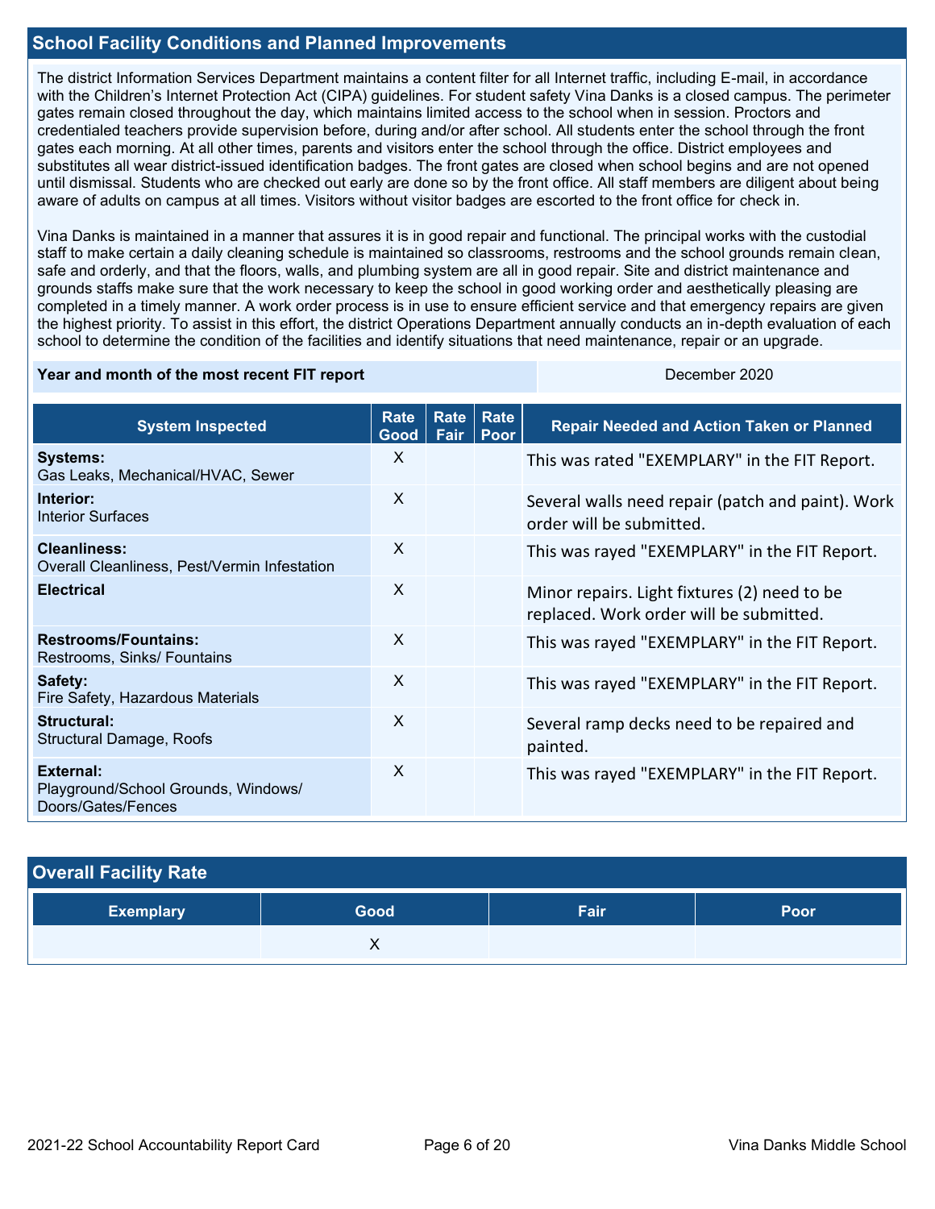## School Facility Conditions and Planned Improvements

The district Information Services Department maintains a content filter for all Internet traffic, including E-mail, in accordance with the Children's Internet Protection Act (CIPA) guidelines. For student safety Vina Danks is a closed campus. The perimeter gates remain closed throughout the day, which maintains limited access to the school when in session. Proctors and credentialed teachers provide supervision before, during and/or after school. All students enter the school through the front gates each morning. At all other times, parents and visitors enter the school through the office. District employees and substitutes all wear district-issued identification badges. The front gates are closed when school begins and are not opened until dismissal. Students who are checked out early are done so by the front office. All staff members are diligent about being aware of adults on campus at all times. Visitors without visitor badges are escorted to the front office for check in.

Vina Danks is maintained in a manner that assures it is in good repair and functional. The principal works with the custodial staff to make certain a daily cleaning schedule is maintained so classrooms, restrooms and the school grounds remain clean, safe and orderly, and that the floors, walls, and plumbing system are all in good repair. Site and district maintenance and grounds staffs make sure that the work necessary to keep the school in good working order and aesthetically pleasing are completed in a timely manner. A work order process is in use to ensure efficient service and that emergency repairs are given the highest priority. To assist in this effort, the district Operations Department annually conducts an in-depth evaluation of each school to determine the condition of the facilities and identify situations that need maintenance, repair or an upgrade.

| Year and month of the most recent FIT report | December 2020 |
|---|---|

| System Inspected | Rate Good | Rate Fair | Rate Poor | Repair Needed and Action Taken or Planned |
|---|---|---|---|---|
| **Systems:** Gas Leaks, Mechanical/HVAC, Sewer | X | | | This was rated "EXEMPLARY" in the FIT Report. |
| **Interior:** Interior Surfaces | X | | | Several walls need repair (patch and paint). Work order will be submitted. |
| **Cleanliness:** Overall Cleanliness, Pest/Vermin Infestation | X | | | This was rayed "EXEMPLARY" in the FIT Report. |
| **Electrical** | X | | | Minor repairs. Light fixtures (2) need to be replaced. Work order will be submitted. |
| **Restrooms/Fountains:** Restrooms, Sinks/ Fountains | X | | | This was rayed "EXEMPLARY" in the FIT Report. |
| **Safety:** Fire Safety, Hazardous Materials | X | | | This was rayed "EXEMPLARY" in the FIT Report. |
| **Structural:** Structural Damage, Roofs | X | | | Several ramp decks need to be repaired and painted. |
| **External:** Playground/School Grounds, Windows/ Doors/Gates/Fences | X | | | This was rayed "EXEMPLARY" in the FIT Report. |

## Overall Facility Rate

| Exemplary | Good | Fair | Poor |
|---|---|---|---|
| | X | | |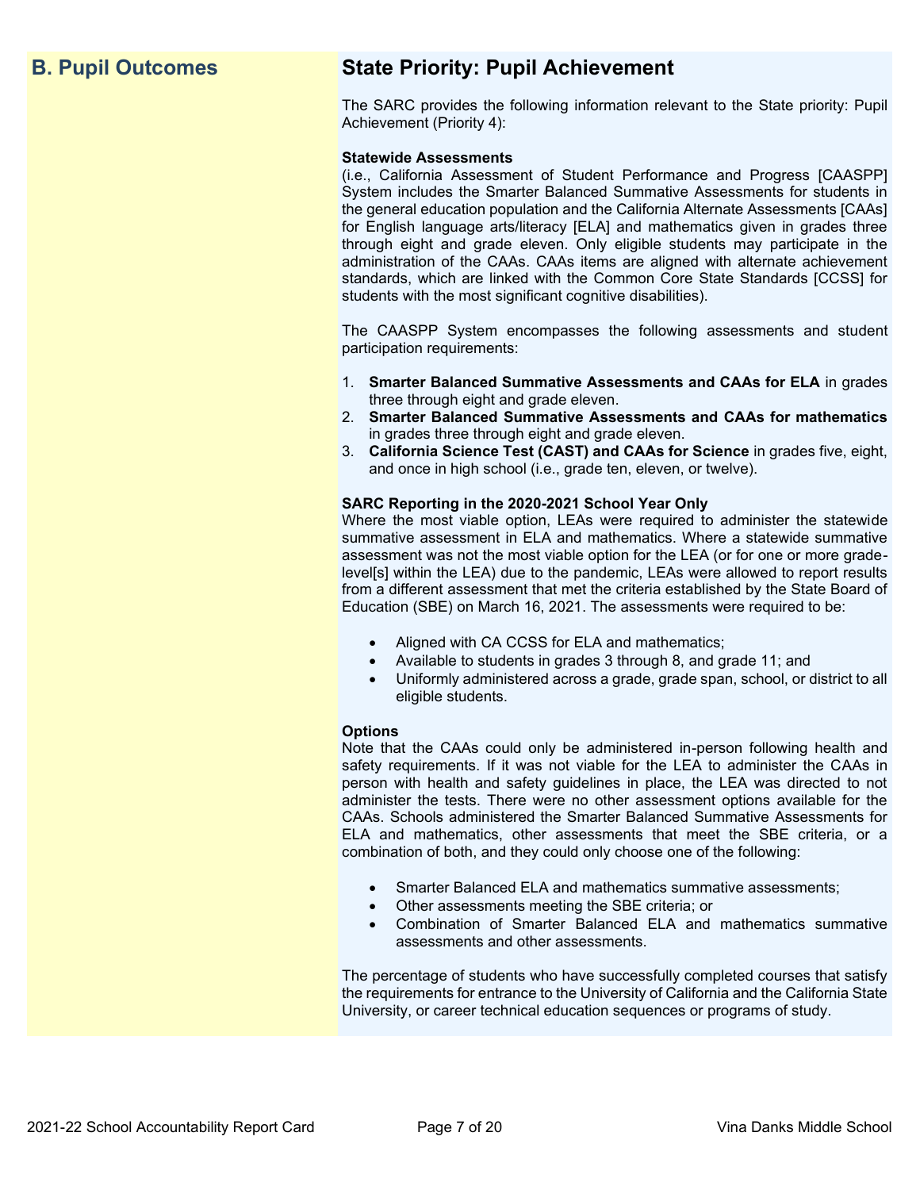## B. Pupil Outcomes

## State Priority: Pupil Achievement

The SARC provides the following information relevant to the State priority: Pupil Achievement (Priority 4):

**Statewide Assessments**
(i.e., California Assessment of Student Performance and Progress [CAASPP] System includes the Smarter Balanced Summative Assessments for students in the general education population and the California Alternate Assessments [CAAs] for English language arts/literacy [ELA] and mathematics given in grades three through eight and grade eleven. Only eligible students may participate in the administration of the CAAs. CAAs items are aligned with alternate achievement standards, which are linked with the Common Core State Standards [CCSS] for students with the most significant cognitive disabilities).

The CAASPP System encompasses the following assessments and student participation requirements:

1. **Smarter Balanced Summative Assessments and CAAs for ELA** in grades three through eight and grade eleven.
2. **Smarter Balanced Summative Assessments and CAAs for mathematics** in grades three through eight and grade eleven.
3. **California Science Test (CAST) and CAAs for Science** in grades five, eight, and once in high school (i.e., grade ten, eleven, or twelve).

**SARC Reporting in the 2020-2021 School Year Only**
Where the most viable option, LEAs were required to administer the statewide summative assessment in ELA and mathematics. Where a statewide summative assessment was not the most viable option for the LEA (or for one or more grade-level[s] within the LEA) due to the pandemic, LEAs were allowed to report results from a different assessment that met the criteria established by the State Board of Education (SBE) on March 16, 2021. The assessments were required to be:

- Aligned with CA CCSS for ELA and mathematics;
- Available to students in grades 3 through 8, and grade 11; and
- Uniformly administered across a grade, grade span, school, or district to all eligible students.

**Options**
Note that the CAAs could only be administered in-person following health and safety requirements. If it was not viable for the LEA to administer the CAAs in person with health and safety guidelines in place, the LEA was directed to not administer the tests. There were no other assessment options available for the CAAs. Schools administered the Smarter Balanced Summative Assessments for ELA and mathematics, other assessments that meet the SBE criteria, or a combination of both, and they could only choose one of the following:

- Smarter Balanced ELA and mathematics summative assessments;
- Other assessments meeting the SBE criteria; or
- Combination of Smarter Balanced ELA and mathematics summative assessments and other assessments.

The percentage of students who have successfully completed courses that satisfy the requirements for entrance to the University of California and the California State University, or career technical education sequences or programs of study.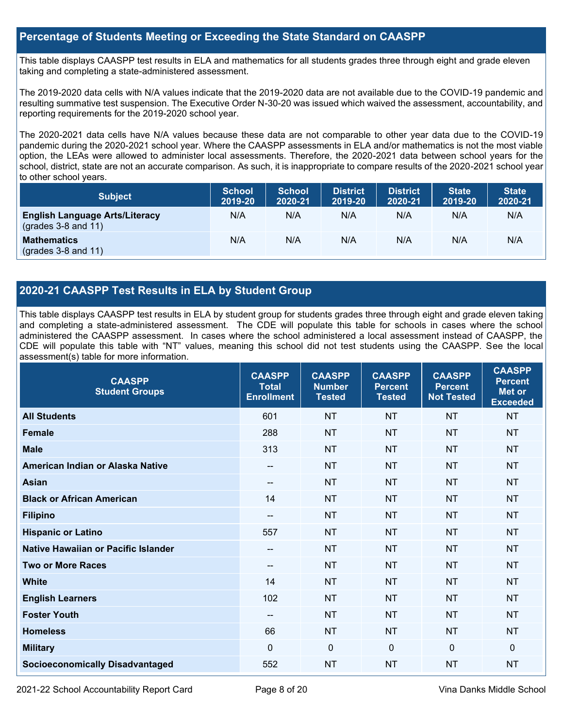## Percentage of Students Meeting or Exceeding the State Standard on CAASPP

This table displays CAASPP test results in ELA and mathematics for all students grades three through eight and grade eleven taking and completing a state-administered assessment.

The 2019-2020 data cells with N/A values indicate that the 2019-2020 data are not available due to the COVID-19 pandemic and resulting summative test suspension. The Executive Order N-30-20 was issued which waived the assessment, accountability, and reporting requirements for the 2019-2020 school year.

The 2020-2021 data cells have N/A values because these data are not comparable to other year data due to the COVID-19 pandemic during the 2020-2021 school year. Where the CAASPP assessments in ELA and/or mathematics is not the most viable option, the LEAs were allowed to administer local assessments. Therefore, the 2020-2021 data between school years for the school, district, state are not an accurate comparison. As such, it is inappropriate to compare results of the 2020-2021 school year to other school years.

| Subject | School 2019-20 | School 2020-21 | District 2019-20 | District 2020-21 | State 2019-20 | State 2020-21 |
|---|---|---|---|---|---|---|
| **English Language Arts/Literacy** (grades 3-8 and 11) | N/A | N/A | N/A | N/A | N/A | N/A |
| **Mathematics** (grades 3-8 and 11) | N/A | N/A | N/A | N/A | N/A | N/A |

## 2020-21 CAASPP Test Results in ELA by Student Group

This table displays CAASPP test results in ELA by student group for students grades three through eight and grade eleven taking and completing a state-administered assessment. The CDE will populate this table for schools in cases where the school administered the CAASPP assessment. In cases where the school administered a local assessment instead of CAASPP, the CDE will populate this table with "NT" values, meaning this school did not test students using the CAASPP. See the local assessment(s) table for more information.

| CAASPP Student Groups | CAASPP Total Enrollment | CAASPP Number Tested | CAASPP Percent Tested | CAASPP Percent Not Tested | CAASPP Percent Met or Exceeded |
|---|---|---|---|---|---|
| **All Students** | 601 | NT | NT | NT | NT |
| **Female** | 288 | NT | NT | NT | NT |
| **Male** | 313 | NT | NT | NT | NT |
| **American Indian or Alaska Native** | -- | NT | NT | NT | NT |
| **Asian** | -- | NT | NT | NT | NT |
| **Black or African American** | 14 | NT | NT | NT | NT |
| **Filipino** | -- | NT | NT | NT | NT |
| **Hispanic or Latino** | 557 | NT | NT | NT | NT |
| **Native Hawaiian or Pacific Islander** | -- | NT | NT | NT | NT |
| **Two or More Races** | -- | NT | NT | NT | NT |
| **White** | 14 | NT | NT | NT | NT |
| **English Learners** | 102 | NT | NT | NT | NT |
| **Foster Youth** | -- | NT | NT | NT | NT |
| **Homeless** | 66 | NT | NT | NT | NT |
| **Military** | 0 | 0 | 0 | 0 | 0 |
| **Socioeconomically Disadvantaged** | 552 | NT | NT | NT | NT |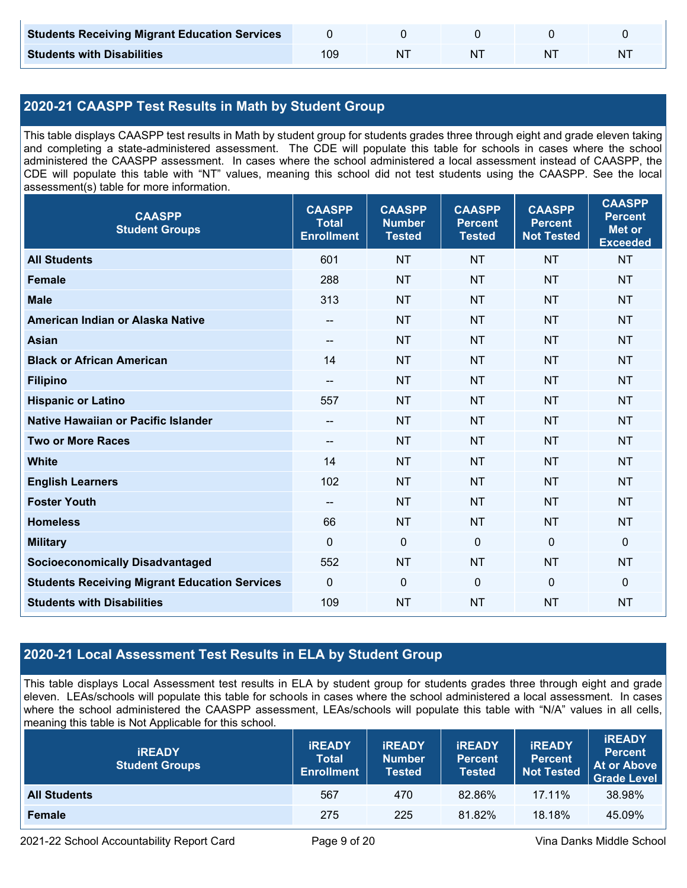| | | | | | |
|---|---|---|---|---|---|
| **Students Receiving Migrant Education Services** | 0 | 0 | 0 | 0 | 0 |
| **Students with Disabilities** | 109 | NT | NT | NT | NT |

## 2020-21 CAASPP Test Results in Math by Student Group

This table displays CAASPP test results in Math by student group for students grades three through eight and grade eleven taking and completing a state-administered assessment. The CDE will populate this table for schools in cases where the school administered the CAASPP assessment. In cases where the school administered a local assessment instead of CAASPP, the CDE will populate this table with "NT" values, meaning this school did not test students using the CAASPP. See the local assessment(s) table for more information.

| CAASPP Student Groups | CAASPP Total Enrollment | CAASPP Number Tested | CAASPP Percent Tested | CAASPP Percent Not Tested | CAASPP Percent Met or Exceeded |
|---|---|---|---|---|---|
| **All Students** | 601 | NT | NT | NT | NT |
| **Female** | 288 | NT | NT | NT | NT |
| **Male** | 313 | NT | NT | NT | NT |
| **American Indian or Alaska Native** | -- | NT | NT | NT | NT |
| **Asian** | -- | NT | NT | NT | NT |
| **Black or African American** | 14 | NT | NT | NT | NT |
| **Filipino** | -- | NT | NT | NT | NT |
| **Hispanic or Latino** | 557 | NT | NT | NT | NT |
| **Native Hawaiian or Pacific Islander** | -- | NT | NT | NT | NT |
| **Two or More Races** | -- | NT | NT | NT | NT |
| **White** | 14 | NT | NT | NT | NT |
| **English Learners** | 102 | NT | NT | NT | NT |
| **Foster Youth** | -- | NT | NT | NT | NT |
| **Homeless** | 66 | NT | NT | NT | NT |
| **Military** | 0 | 0 | 0 | 0 | 0 |
| **Socioeconomically Disadvantaged** | 552 | NT | NT | NT | NT |
| **Students Receiving Migrant Education Services** | 0 | 0 | 0 | 0 | 0 |
| **Students with Disabilities** | 109 | NT | NT | NT | NT |

## 2020-21 Local Assessment Test Results in ELA by Student Group

This table displays Local Assessment test results in ELA by student group for students grades three through eight and grade eleven. LEAs/schools will populate this table for schools in cases where the school administered a local assessment. In cases where the school administered the CAASPP assessment, LEAs/schools will populate this table with "N/A" values in all cells, meaning this table is Not Applicable for this school.

| iREADY Student Groups | iREADY Total Enrollment | iREADY Number Tested | iREADY Percent Tested | iREADY Percent Not Tested | iREADY Percent At or Above Grade Level |
|---|---|---|---|---|---|
| **All Students** | 567 | 470 | 82.86% | 17.11% | 38.98% |
| **Female** | 275 | 225 | 81.82% | 18.18% | 45.09% |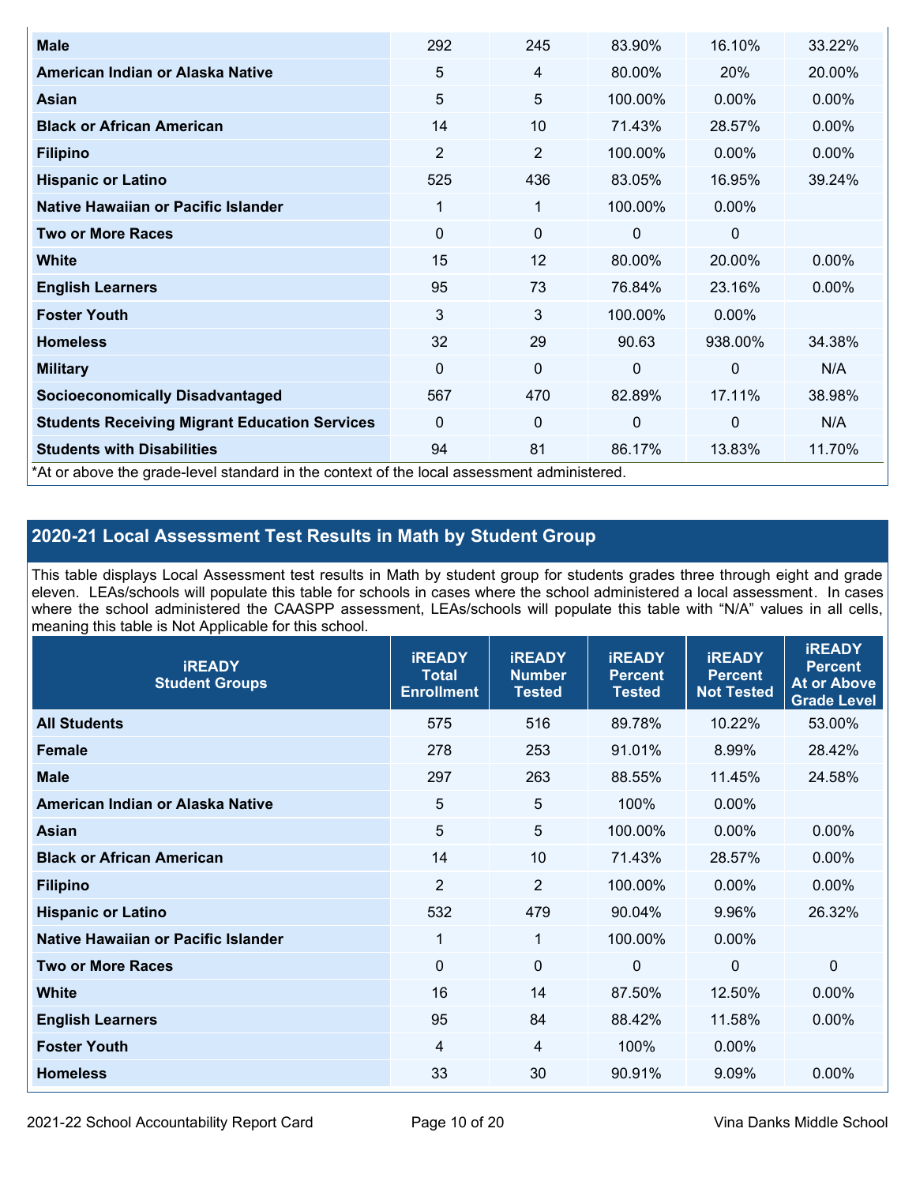| Male | 292 | 245 | 83.90% | 16.10% | 33.22% |
|---|---|---|---|---|---|
| American Indian or Alaska Native | 5 | 4 | 80.00% | 20% | 20.00% |
| Asian | 5 | 5 | 100.00% | 0.00% | 0.00% |
| Black or African American | 14 | 10 | 71.43% | 28.57% | 0.00% |
| Filipino | 2 | 2 | 100.00% | 0.00% | 0.00% |
| Hispanic or Latino | 525 | 436 | 83.05% | 16.95% | 39.24% |
| Native Hawaiian or Pacific Islander | 1 | 1 | 100.00% | 0.00% | |
| Two or More Races | 0 | 0 | 0 | 0 | |
| White | 15 | 12 | 80.00% | 20.00% | 0.00% |
| English Learners | 95 | 73 | 76.84% | 23.16% | 0.00% |
| Foster Youth | 3 | 3 | 100.00% | 0.00% | |
| Homeless | 32 | 29 | 90.63 | 938.00% | 34.38% |
| Military | 0 | 0 | 0 | 0 | N/A |
| Socioeconomically Disadvantaged | 567 | 470 | 82.89% | 17.11% | 38.98% |
| Students Receiving Migrant Education Services | 0 | 0 | 0 | 0 | N/A |
| Students with Disabilities | 94 | 81 | 86.17% | 13.83% | 11.70% |

*At or above the grade-level standard in the context of the local assessment administered.

## 2020-21 Local Assessment Test Results in Math by Student Group

This table displays Local Assessment test results in Math by student group for students grades three through eight and grade eleven. LEAs/schools will populate this table for schools in cases where the school administered a local assessment. In cases where the school administered the CAASPP assessment, LEAs/schools will populate this table with "N/A" values in all cells, meaning this table is Not Applicable for this school.

| iREADY Student Groups | iREADY Total Enrollment | iREADY Number Tested | iREADY Percent Tested | iREADY Percent Not Tested | iREADY Percent At or Above Grade Level |
|---|---|---|---|---|---|
| All Students | 575 | 516 | 89.78% | 10.22% | 53.00% |
| Female | 278 | 253 | 91.01% | 8.99% | 28.42% |
| Male | 297 | 263 | 88.55% | 11.45% | 24.58% |
| American Indian or Alaska Native | 5 | 5 | 100% | 0.00% | |
| Asian | 5 | 5 | 100.00% | 0.00% | 0.00% |
| Black or African American | 14 | 10 | 71.43% | 28.57% | 0.00% |
| Filipino | 2 | 2 | 100.00% | 0.00% | 0.00% |
| Hispanic or Latino | 532 | 479 | 90.04% | 9.96% | 26.32% |
| Native Hawaiian or Pacific Islander | 1 | 1 | 100.00% | 0.00% | |
| Two or More Races | 0 | 0 | 0 | 0 | 0 |
| White | 16 | 14 | 87.50% | 12.50% | 0.00% |
| English Learners | 95 | 84 | 88.42% | 11.58% | 0.00% |
| Foster Youth | 4 | 4 | 100% | 0.00% | |
| Homeless | 33 | 30 | 90.91% | 9.09% | 0.00% |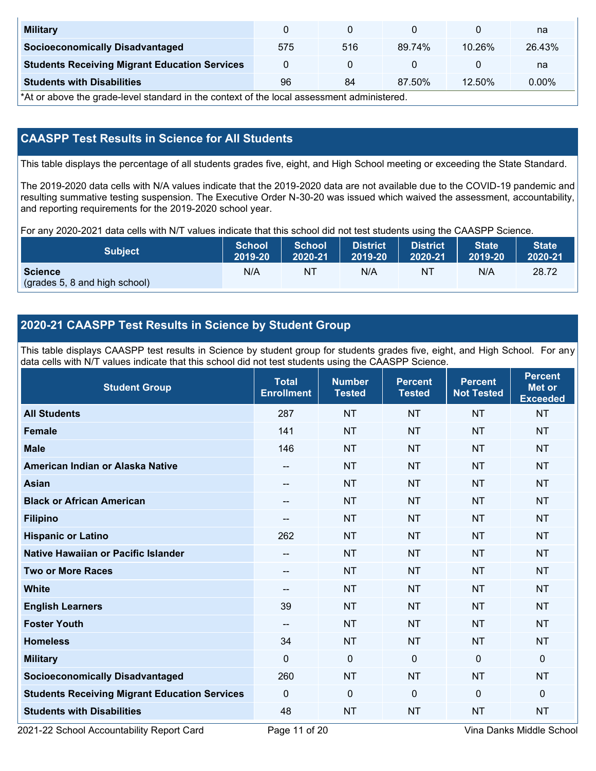| Military | 0 | 0 | 0 | 0 | na |
|---|---|---|---|---|---|
| Socioeconomically Disadvantaged | 575 | 516 | 89.74% | 10.26% | 26.43% |
| Students Receiving Migrant Education Services | 0 | 0 | 0 | 0 | na |
| Students with Disabilities | 96 | 84 | 87.50% | 12.50% | 0.00% |

*At or above the grade-level standard in the context of the local assessment administered.

## CAASPP Test Results in Science for All Students

This table displays the percentage of all students grades five, eight, and High School meeting or exceeding the State Standard.

The 2019-2020 data cells with N/A values indicate that the 2019-2020 data are not available due to the COVID-19 pandemic and resulting summative testing suspension. The Executive Order N-30-20 was issued which waived the assessment, accountability, and reporting requirements for the 2019-2020 school year.

For any 2020-2021 data cells with N/T values indicate that this school did not test students using the CAASPP Science.

| Subject | School 2019-20 | School 2020-21 | District 2019-20 | District 2020-21 | State 2019-20 | State 2020-21 |
|---|---|---|---|---|---|---|
| **Science** (grades 5, 8 and high school) | N/A | NT | N/A | NT | N/A | 28.72 |

## 2020-21 CAASPP Test Results in Science by Student Group

This table displays CAASPP test results in Science by student group for students grades five, eight, and High School. For any data cells with N/T values indicate that this school did not test students using the CAASPP Science.

| Student Group | Total Enrollment | Number Tested | Percent Tested | Percent Not Tested | Percent Met or Exceeded |
|---|---|---|---|---|---|
| **All Students** | 287 | NT | NT | NT | NT |
| **Female** | 141 | NT | NT | NT | NT |
| **Male** | 146 | NT | NT | NT | NT |
| **American Indian or Alaska Native** | -- | NT | NT | NT | NT |
| **Asian** | -- | NT | NT | NT | NT |
| **Black or African American** | -- | NT | NT | NT | NT |
| **Filipino** | -- | NT | NT | NT | NT |
| **Hispanic or Latino** | 262 | NT | NT | NT | NT |
| **Native Hawaiian or Pacific Islander** | -- | NT | NT | NT | NT |
| **Two or More Races** | -- | NT | NT | NT | NT |
| **White** | -- | NT | NT | NT | NT |
| **English Learners** | 39 | NT | NT | NT | NT |
| **Foster Youth** | -- | NT | NT | NT | NT |
| **Homeless** | 34 | NT | NT | NT | NT |
| **Military** | 0 | 0 | 0 | 0 | 0 |
| **Socioeconomically Disadvantaged** | 260 | NT | NT | NT | NT |
| **Students Receiving Migrant Education Services** | 0 | 0 | 0 | 0 | 0 |
| **Students with Disabilities** | 48 | NT | NT | NT | NT |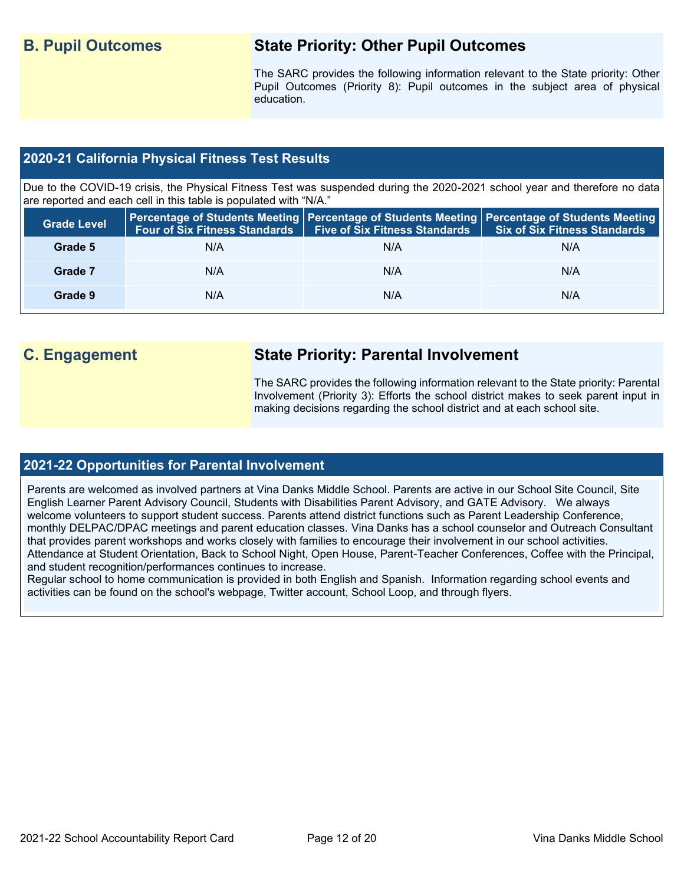## B. Pupil Outcomes

### State Priority: Other Pupil Outcomes

The SARC provides the following information relevant to the State priority: Other Pupil Outcomes (Priority 8): Pupil outcomes in the subject area of physical education.

### 2020-21 California Physical Fitness Test Results

Due to the COVID-19 crisis, the Physical Fitness Test was suspended during the 2020-2021 school year and therefore no data are reported and each cell in this table is populated with “N/A.”

| Grade Level | Percentage of Students Meeting Four of Six Fitness Standards | Percentage of Students Meeting Five of Six Fitness Standards | Percentage of Students Meeting Six of Six Fitness Standards |
|---|---|---|---|
| Grade 5 | N/A | N/A | N/A |
| Grade 7 | N/A | N/A | N/A |
| Grade 9 | N/A | N/A | N/A |

## C. Engagement

### State Priority: Parental Involvement

The SARC provides the following information relevant to the State priority: Parental Involvement (Priority 3): Efforts the school district makes to seek parent input in making decisions regarding the school district and at each school site.

### 2021-22 Opportunities for Parental Involvement

Parents are welcomed as involved partners at Vina Danks Middle School. Parents are active in our School Site Council, Site English Learner Parent Advisory Council, Students with Disabilities Parent Advisory, and GATE Advisory. We always welcome volunteers to support student success. Parents attend district functions such as Parent Leadership Conference, monthly DELPAC/DPAC meetings and parent education classes. Vina Danks has a school counselor and Outreach Consultant that provides parent workshops and works closely with families to encourage their involvement in our school activities. Attendance at Student Orientation, Back to School Night, Open House, Parent-Teacher Conferences, Coffee with the Principal, and student recognition/performances continues to increase.
Regular school to home communication is provided in both English and Spanish. Information regarding school events and activities can be found on the school's webpage, Twitter account, School Loop, and through flyers.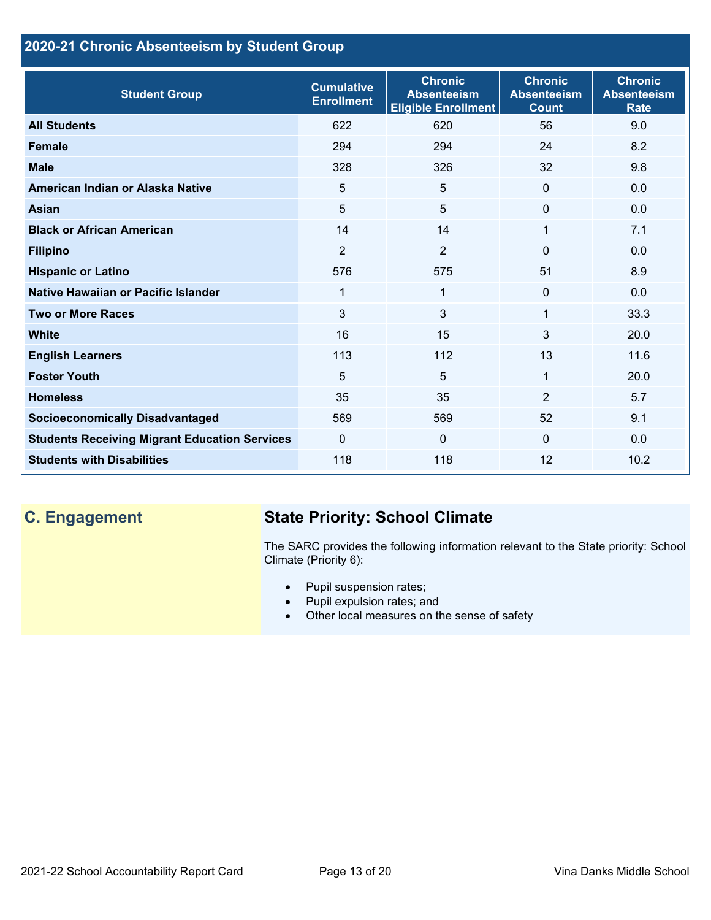## 2020-21 Chronic Absenteeism by Student Group

| Student Group | Cumulative Enrollment | Chronic Absenteeism Eligible Enrollment | Chronic Absenteeism Count | Chronic Absenteeism Rate |
|---|---|---|---|---|
| **All Students** | 622 | 620 | 56 | 9.0 |
| **Female** | 294 | 294 | 24 | 8.2 |
| **Male** | 328 | 326 | 32 | 9.8 |
| **American Indian or Alaska Native** | 5 | 5 | 0 | 0.0 |
| **Asian** | 5 | 5 | 0 | 0.0 |
| **Black or African American** | 14 | 14 | 1 | 7.1 |
| **Filipino** | 2 | 2 | 0 | 0.0 |
| **Hispanic or Latino** | 576 | 575 | 51 | 8.9 |
| **Native Hawaiian or Pacific Islander** | 1 | 1 | 0 | 0.0 |
| **Two or More Races** | 3 | 3 | 1 | 33.3 |
| **White** | 16 | 15 | 3 | 20.0 |
| **English Learners** | 113 | 112 | 13 | 11.6 |
| **Foster Youth** | 5 | 5 | 1 | 20.0 |
| **Homeless** | 35 | 35 | 2 | 5.7 |
| **Socioeconomically Disadvantaged** | 569 | 569 | 52 | 9.1 |
| **Students Receiving Migrant Education Services** | 0 | 0 | 0 | 0.0 |
| **Students with Disabilities** | 118 | 118 | 12 | 10.2 |

## C. Engagement

### State Priority: School Climate

The SARC provides the following information relevant to the State priority: School Climate (Priority 6):

- Pupil suspension rates;
- Pupil expulsion rates; and
- Other local measures on the sense of safety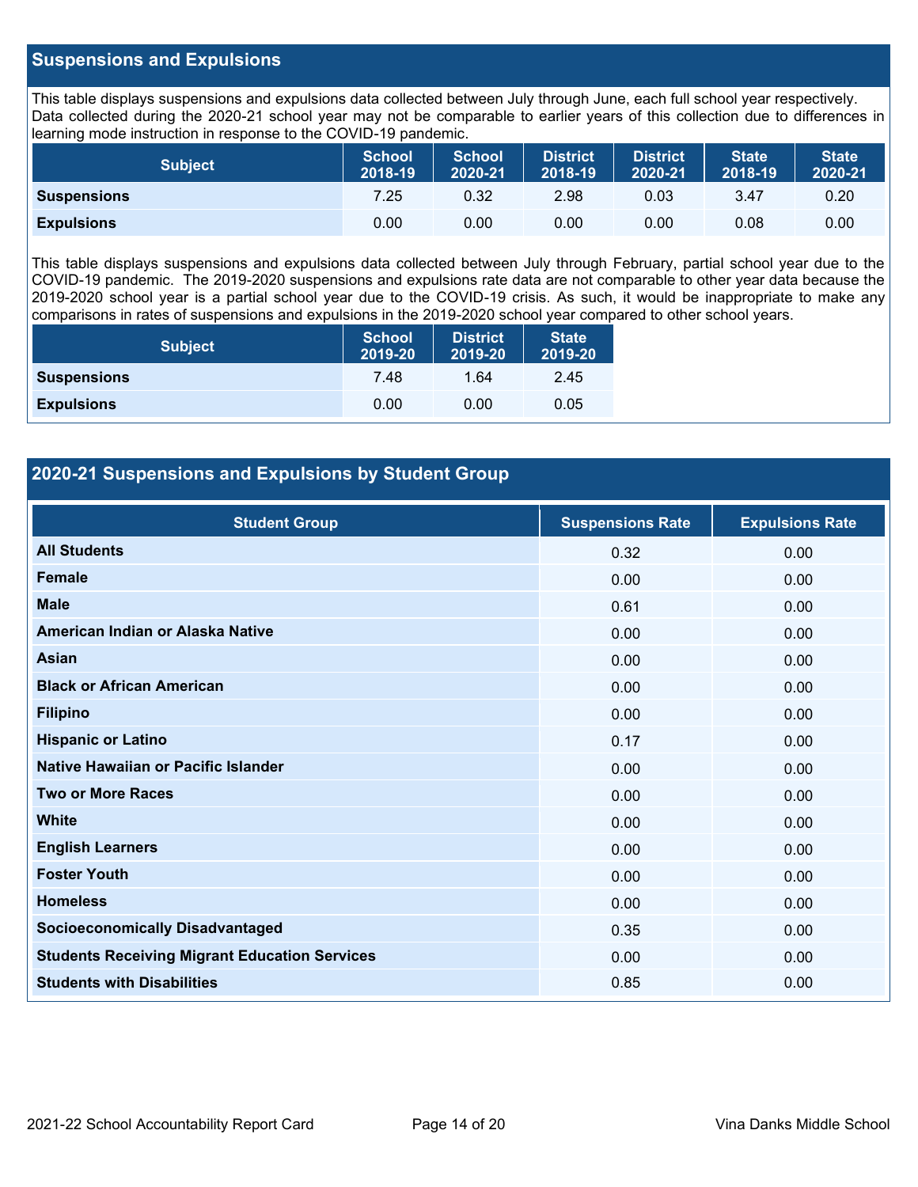## Suspensions and Expulsions

This table displays suspensions and expulsions data collected between July through June, each full school year respectively. Data collected during the 2020-21 school year may not be comparable to earlier years of this collection due to differences in learning mode instruction in response to the COVID-19 pandemic.

| Subject | School 2018-19 | School 2020-21 | District 2018-19 | District 2020-21 | State 2018-19 | State 2020-21 |
|---|---|---|---|---|---|---|
| **Suspensions** | 7.25 | 0.32 | 2.98 | 0.03 | 3.47 | 0.20 |
| **Expulsions** | 0.00 | 0.00 | 0.00 | 0.00 | 0.08 | 0.00 |

This table displays suspensions and expulsions data collected between July through February, partial school year due to the COVID-19 pandemic. The 2019-2020 suspensions and expulsions rate data are not comparable to other year data because the 2019-2020 school year is a partial school year due to the COVID-19 crisis. As such, it would be inappropriate to make any comparisons in rates of suspensions and expulsions in the 2019-2020 school year compared to other school years.

| Subject | School 2019-20 | District 2019-20 | State 2019-20 |
|---|---|---|---|
| **Suspensions** | 7.48 | 1.64 | 2.45 |
| **Expulsions** | 0.00 | 0.00 | 0.05 |

## 2020-21 Suspensions and Expulsions by Student Group

| Student Group | Suspensions Rate | Expulsions Rate |
|---|---|---|
| **All Students** | 0.32 | 0.00 |
| **Female** | 0.00 | 0.00 |
| **Male** | 0.61 | 0.00 |
| **American Indian or Alaska Native** | 0.00 | 0.00 |
| **Asian** | 0.00 | 0.00 |
| **Black or African American** | 0.00 | 0.00 |
| **Filipino** | 0.00 | 0.00 |
| **Hispanic or Latino** | 0.17 | 0.00 |
| **Native Hawaiian or Pacific Islander** | 0.00 | 0.00 |
| **Two or More Races** | 0.00 | 0.00 |
| **White** | 0.00 | 0.00 |
| **English Learners** | 0.00 | 0.00 |
| **Foster Youth** | 0.00 | 0.00 |
| **Homeless** | 0.00 | 0.00 |
| **Socioeconomically Disadvantaged** | 0.35 | 0.00 |
| **Students Receiving Migrant Education Services** | 0.00 | 0.00 |
| **Students with Disabilities** | 0.85 | 0.00 |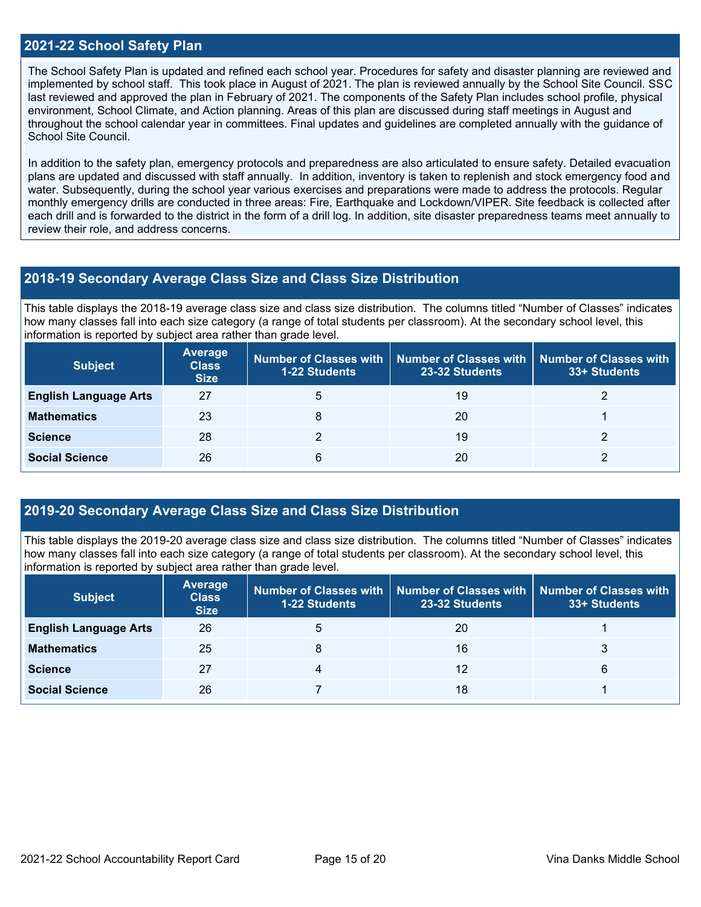## 2021-22 School Safety Plan

The School Safety Plan is updated and refined each school year. Procedures for safety and disaster planning are reviewed and implemented by school staff. This took place in August of 2021. The plan is reviewed annually by the School Site Council. SSC last reviewed and approved the plan in February of 2021. The components of the Safety Plan includes school profile, physical environment, School Climate, and Action planning. Areas of this plan are discussed during staff meetings in August and throughout the school calendar year in committees. Final updates and guidelines are completed annually with the guidance of School Site Council.

In addition to the safety plan, emergency protocols and preparedness are also articulated to ensure safety. Detailed evacuation plans are updated and discussed with staff annually. In addition, inventory is taken to replenish and stock emergency food and water. Subsequently, during the school year various exercises and preparations were made to address the protocols. Regular monthly emergency drills are conducted in three areas: Fire, Earthquake and Lockdown/VIPER. Site feedback is collected after each drill and is forwarded to the district in the form of a drill log. In addition, site disaster preparedness teams meet annually to review their role, and address concerns.

## 2018-19 Secondary Average Class Size and Class Size Distribution

This table displays the 2018-19 average class size and class size distribution. The columns titled "Number of Classes" indicates how many classes fall into each size category (a range of total students per classroom). At the secondary school level, this information is reported by subject area rather than grade level.

| Subject | Average Class Size | Number of Classes with 1-22 Students | Number of Classes with 23-32 Students | Number of Classes with 33+ Students |
|---|---|---|---|---|
| English Language Arts | 27 | 5 | 19 | 2 |
| Mathematics | 23 | 8 | 20 | 1 |
| Science | 28 | 2 | 19 | 2 |
| Social Science | 26 | 6 | 20 | 2 |

## 2019-20 Secondary Average Class Size and Class Size Distribution

This table displays the 2019-20 average class size and class size distribution. The columns titled "Number of Classes" indicates how many classes fall into each size category (a range of total students per classroom). At the secondary school level, this information is reported by subject area rather than grade level.

| Subject | Average Class Size | Number of Classes with 1-22 Students | Number of Classes with 23-32 Students | Number of Classes with 33+ Students |
|---|---|---|---|---|
| English Language Arts | 26 | 5 | 20 | 1 |
| Mathematics | 25 | 8 | 16 | 3 |
| Science | 27 | 4 | 12 | 6 |
| Social Science | 26 | 7 | 18 | 1 |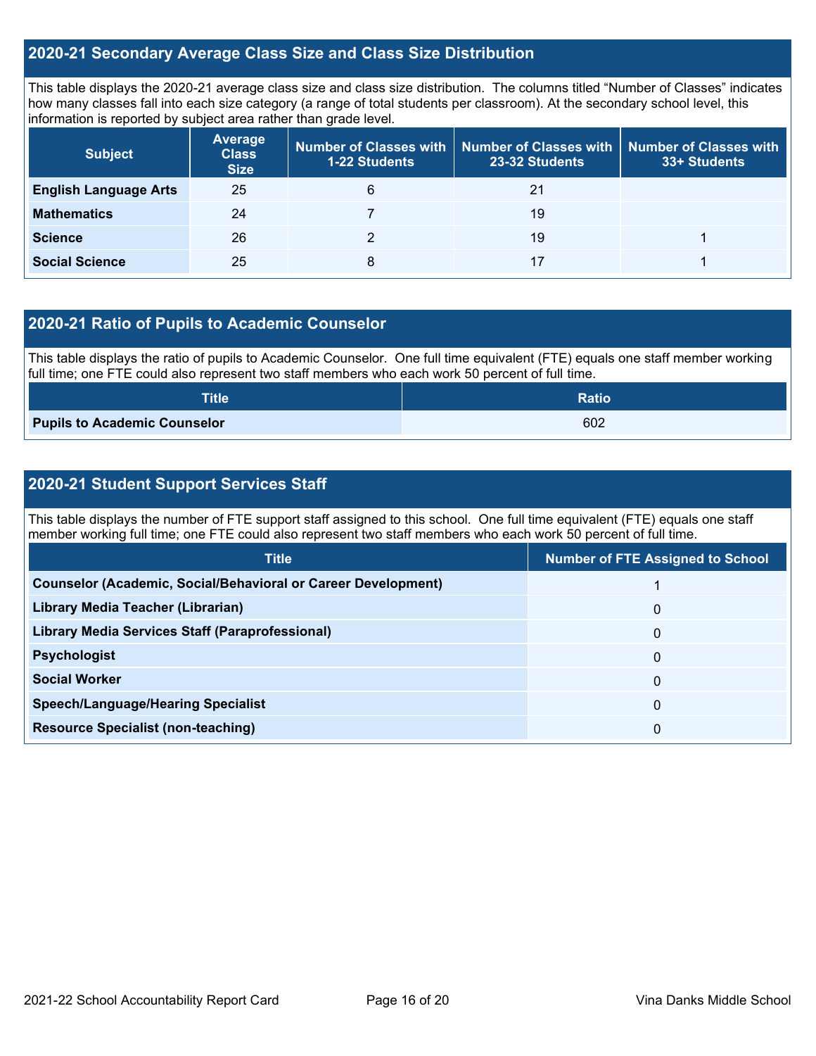## 2020-21 Secondary Average Class Size and Class Size Distribution

This table displays the 2020-21 average class size and class size distribution. The columns titled "Number of Classes" indicates how many classes fall into each size category (a range of total students per classroom). At the secondary school level, this information is reported by subject area rather than grade level.

| Subject | Average Class Size | Number of Classes with 1-22 Students | Number of Classes with 23-32 Students | Number of Classes with 33+ Students |
|---|---|---|---|---|
| **English Language Arts** | 25 | 6 | 21 | |
| **Mathematics** | 24 | 7 | 19 | |
| **Science** | 26 | 2 | 19 | 1 |
| **Social Science** | 25 | 8 | 17 | 1 |

## 2020-21 Ratio of Pupils to Academic Counselor

This table displays the ratio of pupils to Academic Counselor. One full time equivalent (FTE) equals one staff member working full time; one FTE could also represent two staff members who each work 50 percent of full time.

| Title | Ratio |
|---|---|
| **Pupils to Academic Counselor** | 602 |

## 2020-21 Student Support Services Staff

This table displays the number of FTE support staff assigned to this school. One full time equivalent (FTE) equals one staff member working full time; one FTE could also represent two staff members who each work 50 percent of full time.

| Title | Number of FTE Assigned to School |
|---|---|
| **Counselor (Academic, Social/Behavioral or Career Development)** | 1 |
| **Library Media Teacher (Librarian)** | 0 |
| **Library Media Services Staff (Paraprofessional)** | 0 |
| **Psychologist** | 0 |
| **Social Worker** | 0 |
| **Speech/Language/Hearing Specialist** | 0 |
| **Resource Specialist (non-teaching)** | 0 |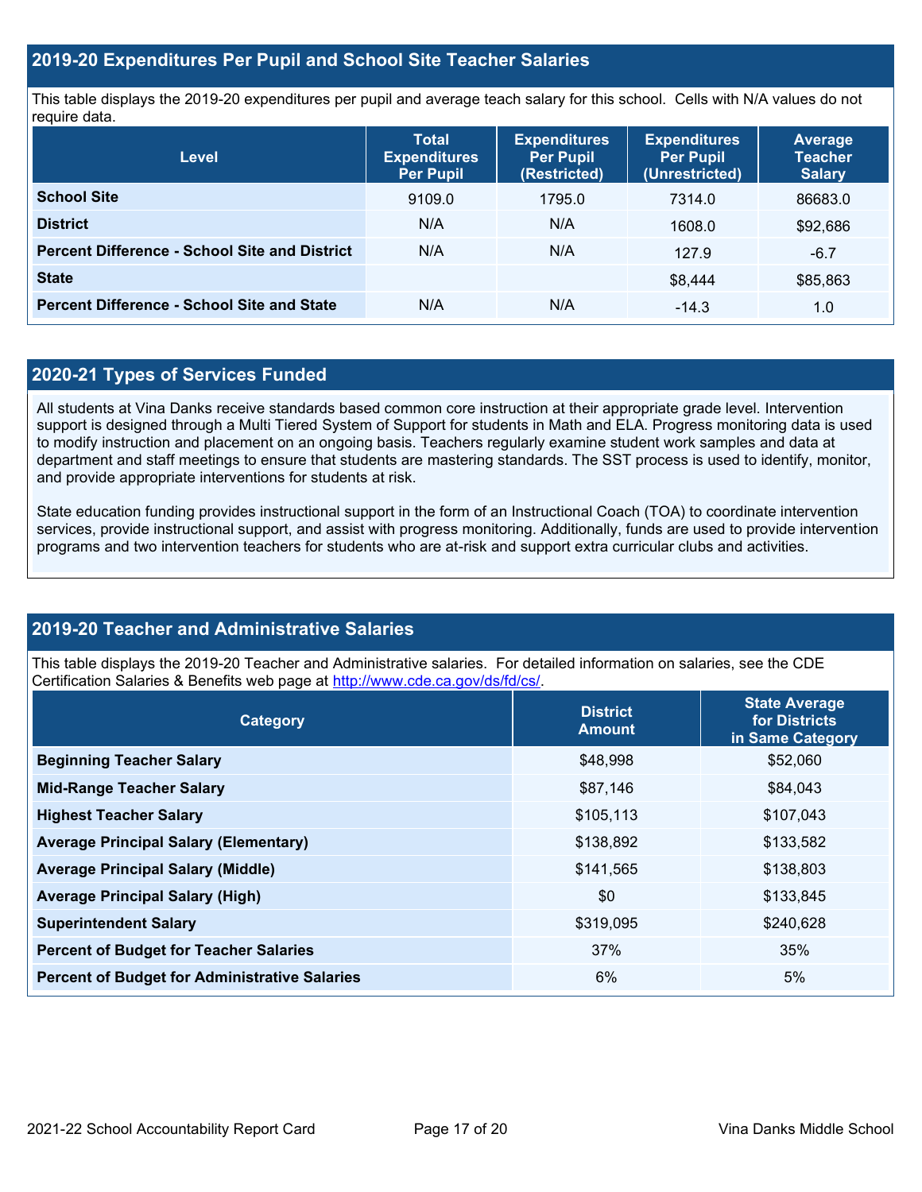## 2019-20 Expenditures Per Pupil and School Site Teacher Salaries

This table displays the 2019-20 expenditures per pupil and average teach salary for this school. Cells with N/A values do not require data.

| Level | Total Expenditures Per Pupil | Expenditures Per Pupil (Restricted) | Expenditures Per Pupil (Unrestricted) | Average Teacher Salary |
|---|---|---|---|---|
| **School Site** | 9109.0 | 1795.0 | 7314.0 | 86683.0 |
| **District** | N/A | N/A | 1608.0 | $92,686 |
| **Percent Difference - School Site and District** | N/A | N/A | 127.9 | -6.7 |
| **State** | | | $8,444 | $85,863 |
| **Percent Difference - School Site and State** | N/A | N/A | -14.3 | 1.0 |

## 2020-21 Types of Services Funded

All students at Vina Danks receive standards based common core instruction at their appropriate grade level. Intervention support is designed through a Multi Tiered System of Support for students in Math and ELA. Progress monitoring data is used to modify instruction and placement on an ongoing basis. Teachers regularly examine student work samples and data at department and staff meetings to ensure that students are mastering standards. The SST process is used to identify, monitor, and provide appropriate interventions for students at risk.

State education funding provides instructional support in the form of an Instructional Coach (TOA) to coordinate intervention services, provide instructional support, and assist with progress monitoring. Additionally, funds are used to provide intervention programs and two intervention teachers for students who are at-risk and support extra curricular clubs and activities.

## 2019-20 Teacher and Administrative Salaries

This table displays the 2019-20 Teacher and Administrative salaries. For detailed information on salaries, see the CDE Certification Salaries & Benefits web page at http://www.cde.ca.gov/ds/fd/cs/.

| Category | District Amount | State Average for Districts in Same Category |
|---|---|---|
| **Beginning Teacher Salary** | $48,998 | $52,060 |
| **Mid-Range Teacher Salary** | $87,146 | $84,043 |
| **Highest Teacher Salary** | $105,113 | $107,043 |
| **Average Principal Salary (Elementary)** | $138,892 | $133,582 |
| **Average Principal Salary (Middle)** | $141,565 | $138,803 |
| **Average Principal Salary (High)** | $0 | $133,845 |
| **Superintendent Salary** | $319,095 | $240,628 |
| **Percent of Budget for Teacher Salaries** | 37% | 35% |
| **Percent of Budget for Administrative Salaries** | 6% | 5% |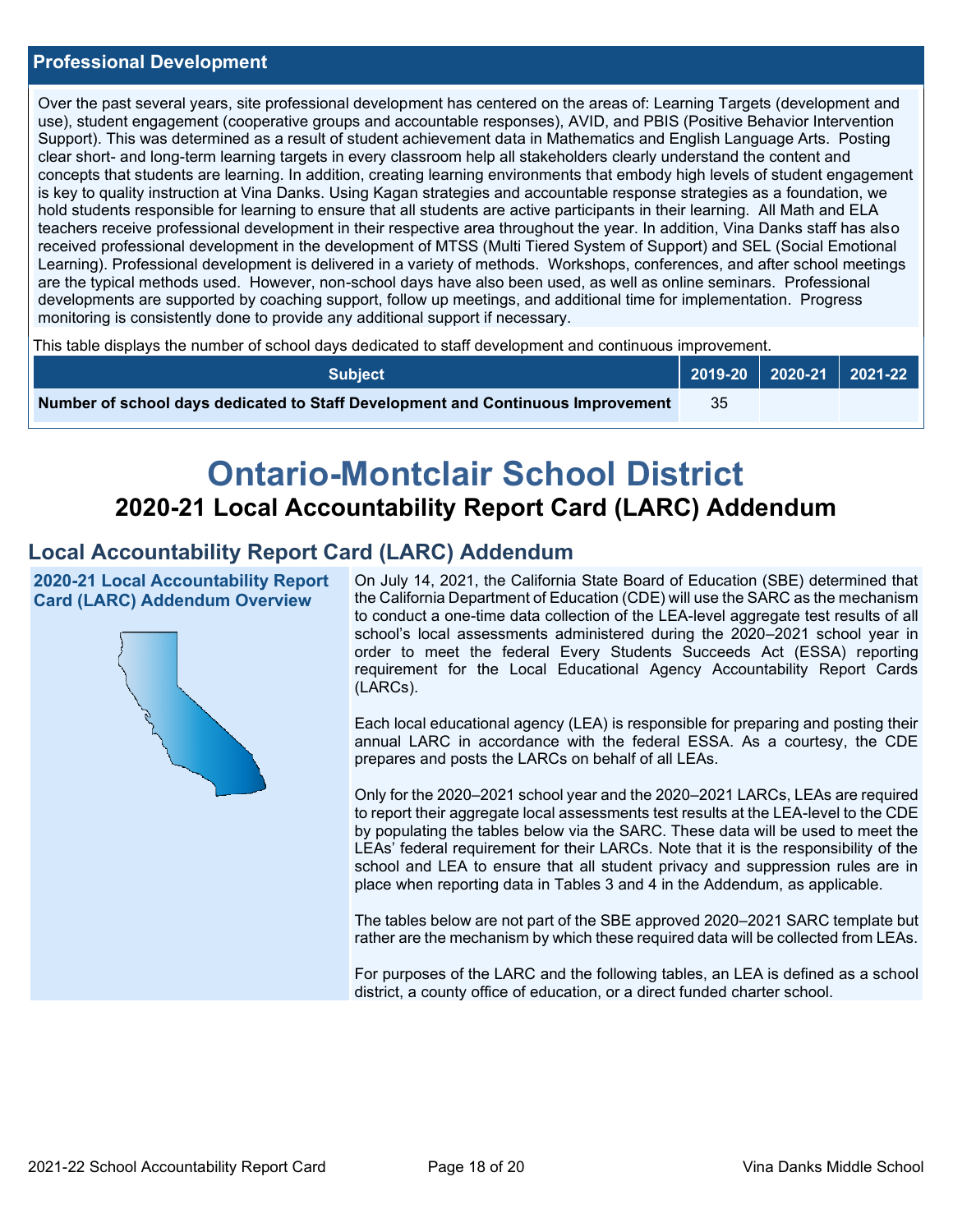## Professional Development

Over the past several years, site professional development has centered on the areas of: Learning Targets (development and use), student engagement (cooperative groups and accountable responses), AVID, and PBIS (Positive Behavior Intervention Support). This was determined as a result of student achievement data in Mathematics and English Language Arts. Posting clear short- and long-term learning targets in every classroom help all stakeholders clearly understand the content and concepts that students are learning. In addition, creating learning environments that embody high levels of student engagement is key to quality instruction at Vina Danks. Using Kagan strategies and accountable response strategies as a foundation, we hold students responsible for learning to ensure that all students are active participants in their learning. All Math and ELA teachers receive professional development in their respective area throughout the year. In addition, Vina Danks staff has also received professional development in the development of MTSS (Multi Tiered System of Support) and SEL (Social Emotional Learning). Professional development is delivered in a variety of methods. Workshops, conferences, and after school meetings are the typical methods used. However, non-school days have also been used, as well as online seminars. Professional developments are supported by coaching support, follow up meetings, and additional time for implementation. Progress monitoring is consistently done to provide any additional support if necessary.

This table displays the number of school days dedicated to staff development and continuous improvement.

| Subject | 2019-20 | 2020-21 | 2021-22 |
|---|---|---|---|
| **Number of school days dedicated to Staff Development and Continuous Improvement** | 35 | | |

# Ontario-Montclair School District

## 2020-21 Local Accountability Report Card (LARC) Addendum

## Local Accountability Report Card (LARC) Addendum

**2020-21 Local Accountability Report Card (LARC) Addendum Overview**

On July 14, 2021, the California State Board of Education (SBE) determined that the California Department of Education (CDE) will use the SARC as the mechanism to conduct a one-time data collection of the LEA-level aggregate test results of all school's local assessments administered during the 2020–2021 school year in order to meet the federal Every Students Succeeds Act (ESSA) reporting requirement for the Local Educational Agency Accountability Report Cards (LARCs).

Each local educational agency (LEA) is responsible for preparing and posting their annual LARC in accordance with the federal ESSA. As a courtesy, the CDE prepares and posts the LARCs on behalf of all LEAs.

Only for the 2020–2021 school year and the 2020–2021 LARCs, LEAs are required to report their aggregate local assessments test results at the LEA-level to the CDE by populating the tables below via the SARC. These data will be used to meet the LEAs' federal requirement for their LARCs. Note that it is the responsibility of the school and LEA to ensure that all student privacy and suppression rules are in place when reporting data in Tables 3 and 4 in the Addendum, as applicable.

The tables below are not part of the SBE approved 2020–2021 SARC template but rather are the mechanism by which these required data will be collected from LEAs.

For purposes of the LARC and the following tables, an LEA is defined as a school district, a county office of education, or a direct funded charter school.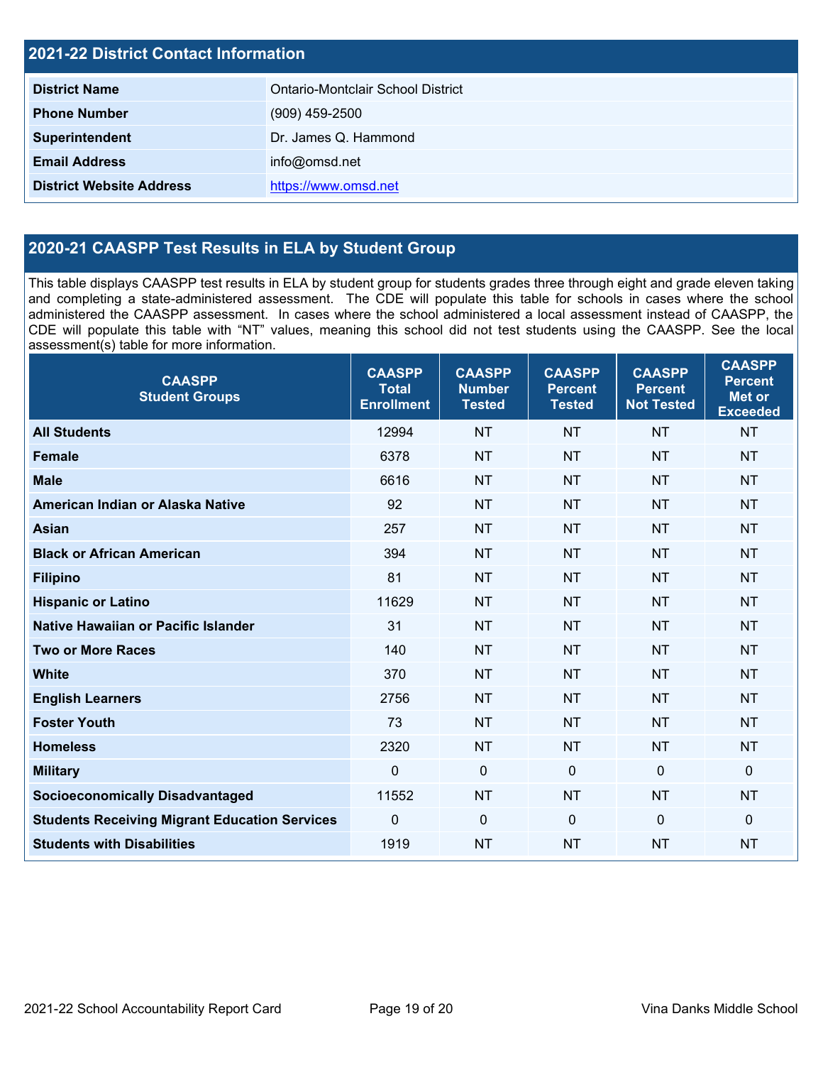## 2021-22 District Contact Information

| | |
|---|---|
| **District Name** | Ontario-Montclair School District |
| **Phone Number** | (909) 459-2500 |
| **Superintendent** | Dr. James Q. Hammond |
| **Email Address** | info@omsd.net |
| **District Website Address** | https://www.omsd.net |

## 2020-21 CAASPP Test Results in ELA by Student Group

This table displays CAASPP test results in ELA by student group for students grades three through eight and grade eleven taking and completing a state-administered assessment. The CDE will populate this table for schools in cases where the school administered the CAASPP assessment. In cases where the school administered a local assessment instead of CAASPP, the CDE will populate this table with "NT" values, meaning this school did not test students using the CAASPP. See the local assessment(s) table for more information.

| CAASPP Student Groups | CAASPP Total Enrollment | CAASPP Number Tested | CAASPP Percent Tested | CAASPP Percent Not Tested | CAASPP Percent Met or Exceeded |
|---|---|---|---|---|---|
| **All Students** | 12994 | NT | NT | NT | NT |
| **Female** | 6378 | NT | NT | NT | NT |
| **Male** | 6616 | NT | NT | NT | NT |
| **American Indian or Alaska Native** | 92 | NT | NT | NT | NT |
| **Asian** | 257 | NT | NT | NT | NT |
| **Black or African American** | 394 | NT | NT | NT | NT |
| **Filipino** | 81 | NT | NT | NT | NT |
| **Hispanic or Latino** | 11629 | NT | NT | NT | NT |
| **Native Hawaiian or Pacific Islander** | 31 | NT | NT | NT | NT |
| **Two or More Races** | 140 | NT | NT | NT | NT |
| **White** | 370 | NT | NT | NT | NT |
| **English Learners** | 2756 | NT | NT | NT | NT |
| **Foster Youth** | 73 | NT | NT | NT | NT |
| **Homeless** | 2320 | NT | NT | NT | NT |
| **Military** | 0 | 0 | 0 | 0 | 0 |
| **Socioeconomically Disadvantaged** | 11552 | NT | NT | NT | NT |
| **Students Receiving Migrant Education Services** | 0 | 0 | 0 | 0 | 0 |
| **Students with Disabilities** | 1919 | NT | NT | NT | NT |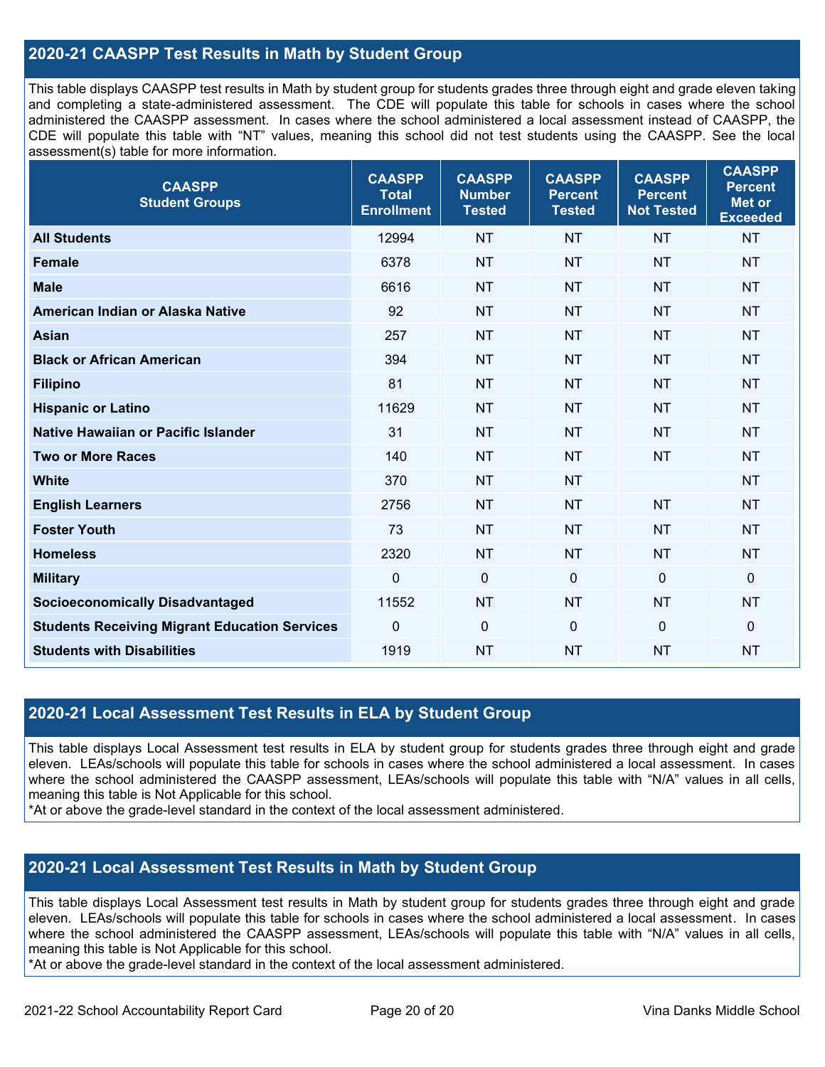## 2020-21 CAASPP Test Results in Math by Student Group

This table displays CAASPP test results in Math by student group for students grades three through eight and grade eleven taking and completing a state-administered assessment. The CDE will populate this table for schools in cases where the school administered the CAASPP assessment. In cases where the school administered a local assessment instead of CAASPP, the CDE will populate this table with "NT" values, meaning this school did not test students using the CAASPP. See the local assessment(s) table for more information.

| CAASPP Student Groups | CAASPP Total Enrollment | CAASPP Number Tested | CAASPP Percent Tested | CAASPP Percent Not Tested | CAASPP Percent Met or Exceeded |
|---|---|---|---|---|---|
| **All Students** | 12994 | NT | NT | NT | NT |
| **Female** | 6378 | NT | NT | NT | NT |
| **Male** | 6616 | NT | NT | NT | NT |
| **American Indian or Alaska Native** | 92 | NT | NT | NT | NT |
| **Asian** | 257 | NT | NT | NT | NT |
| **Black or African American** | 394 | NT | NT | NT | NT |
| **Filipino** | 81 | NT | NT | NT | NT |
| **Hispanic or Latino** | 11629 | NT | NT | NT | NT |
| **Native Hawaiian or Pacific Islander** | 31 | NT | NT | NT | NT |
| **Two or More Races** | 140 | NT | NT | NT | NT |
| **White** | 370 | NT | NT | | NT |
| **English Learners** | 2756 | NT | NT | NT | NT |
| **Foster Youth** | 73 | NT | NT | NT | NT |
| **Homeless** | 2320 | NT | NT | NT | NT |
| **Military** | 0 | 0 | 0 | 0 | 0 |
| **Socioeconomically Disadvantaged** | 11552 | NT | NT | NT | NT |
| **Students Receiving Migrant Education Services** | 0 | 0 | 0 | 0 | 0 |
| **Students with Disabilities** | 1919 | NT | NT | NT | NT |

## 2020-21 Local Assessment Test Results in ELA by Student Group

This table displays Local Assessment test results in ELA by student group for students grades three through eight and grade eleven. LEAs/schools will populate this table for schools in cases where the school administered a local assessment. In cases where the school administered the CAASPP assessment, LEAs/schools will populate this table with "N/A" values in all cells, meaning this table is Not Applicable for this school.

*At or above the grade-level standard in the context of the local assessment administered.

## 2020-21 Local Assessment Test Results in Math by Student Group

This table displays Local Assessment test results in Math by student group for students grades three through eight and grade eleven. LEAs/schools will populate this table for schools in cases where the school administered a local assessment. In cases where the school administered the CAASPP assessment, LEAs/schools will populate this table with "N/A" values in all cells, meaning this table is Not Applicable for this school.

*At or above the grade-level standard in the context of the local assessment administered.